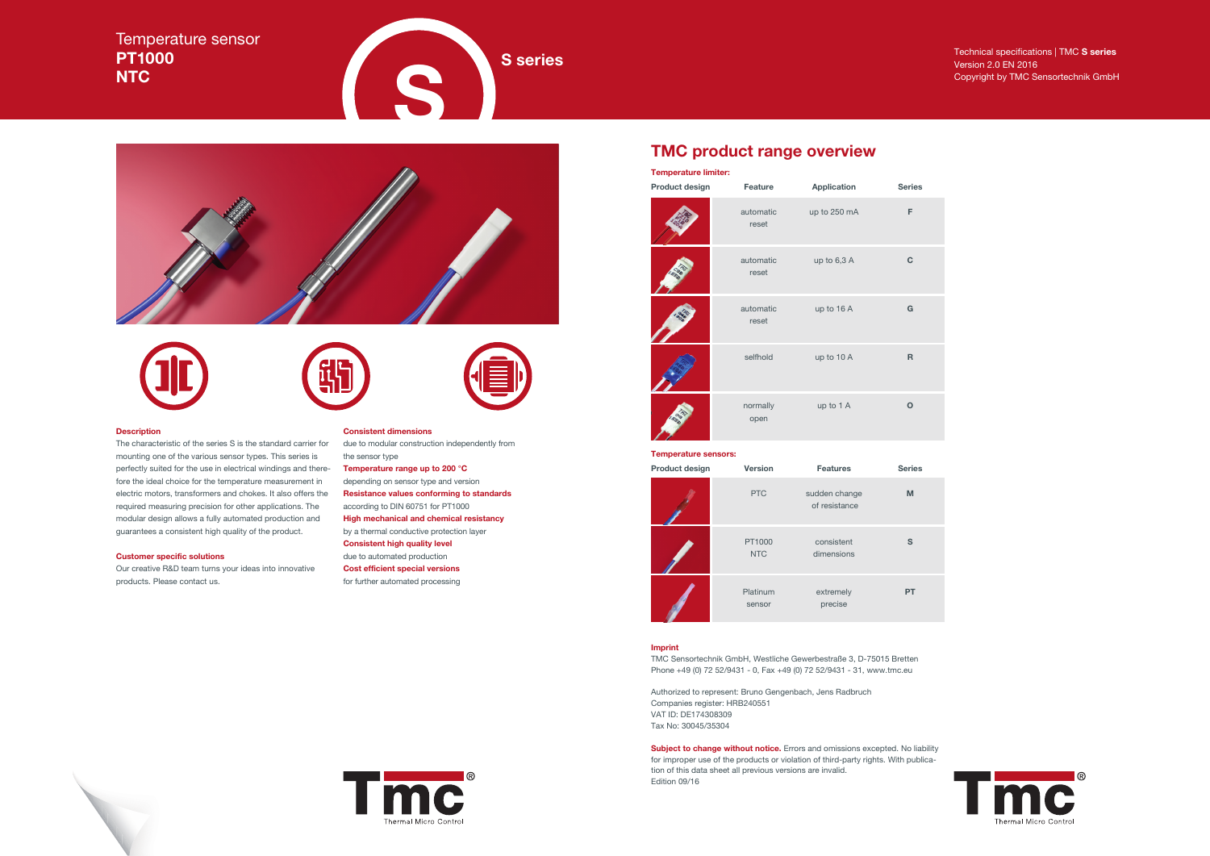# Temperature sensor
## PT1000
## NTC

## S series

Technical specifications | TMC **S series**
Version 2.0 EN 2016
Copyright by TMC Sensortechnik GmbH

### Description

The characteristic of the series S is the standard carrier for mounting one of the various sensor types. This series is perfectly suited for the use in electrical windings and therefore the ideal choice for the temperature measurement in electric motors, transformers and chokes. It also offers the required measuring precision for other applications. The modular design allows a fully automated production and guarantees a consistent high quality of the product.

### Customer specific solutions

Our creative R&D team turns your ideas into innovative products. Please contact us.

**Consistent dimensions**
due to modular construction independently from the sensor type

**Temperature range up to 200 °C**
depending on sensor type and version

**Resistance values conforming to standards**
according to DIN 60751 for PT1000

**High mechanical and chemical resistancy**
by a thermal conductive protection layer

**Consistent high quality level**
due to automated production

**Cost efficient special versions**
for further automated processing

## TMC product range overview

**Temperature limiter:**

| Product design | Feature | Application | Series |
|---|---|---|---|
| | automatic reset | up to 250 mA | F |
| | automatic reset | up to 6,3 A | C |
| | automatic reset | up to 16 A | G |
| | selfhold | up to 10 A | R |
| | normally open | up to 1 A | O |

**Temperature sensors:**

| Product design | Version | Features | Series |
|---|---|---|---|
| | PTC | sudden change of resistance | M |
| | PT1000 NTC | consistent dimensions | S |
| | Platinum sensor | extremely precise | PT |

### Imprint

TMC Sensortechnik GmbH, Westliche Gewerbestraße 3, D-75015 Bretten
Phone +49 (0) 72 52/9431 - 0, Fax +49 (0) 72 52/9431 - 31, www.tmc.eu

Authorized to represent: Bruno Gengenbach, Jens Radbruch
Companies register: HRB240551
VAT ID: DE174308309
Tax No: 30045/35304

**Subject to change without notice.** Errors and omissions excepted. No liability for improper use of the products or violation of third-party rights. With publication of this data sheet all previous versions are invalid.
Edition 09/16

Tmc® Thermal Micro Control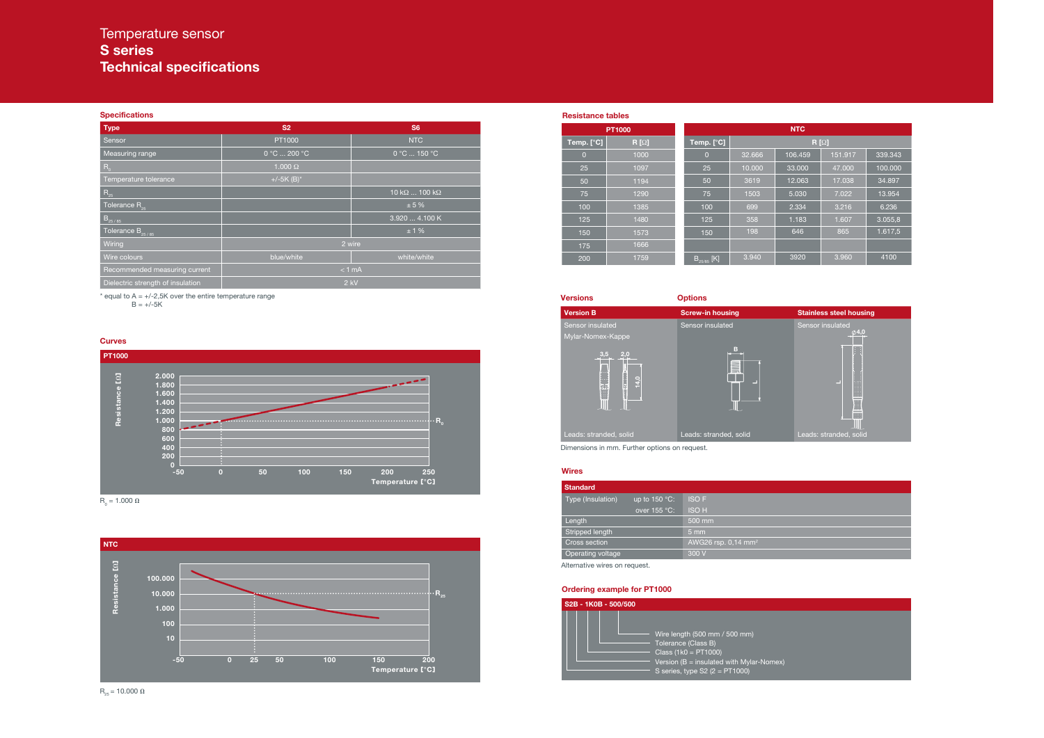# Temperature sensor
## S series
## Technical specifications

### Specifications

| Type | S2 | S6 |
|---|---|---|
| Sensor | PT1000 | NTC |
| Measuring range | 0 °C ... 200 °C | 0 °C ... 150 °C |
| $R_0$ | 1.000 Ω | |
| Temperature tolerance | +/-5K (B)* | |
| $R_{25}$ | | 10 kΩ ... 100 kΩ |
| Tolerance $R_{25}$ | | ± 5 % |
| $B_{25/85}$ | | 3.920 ... 4.100 K |
| Tolerance $B_{25/85}$ | | ± 1 % |
| Wiring | 2 wire | |
| Wire colours | blue/white | white/white |
| Recommended measuring current | < 1 mA | |
| Dielectric strength of insulation | 2 kV | |

\* equal to A = +/-2,5K over the entire temperature range
B = +/-5K

### Curves

**PT1000**

Resistance [Ω]
2.000
1.800
1.600
1.400
1.200
1.000
800
600
400
200
0
-50 0 50 100 150 200 250
Temperature [°C]
$R_0$

$R_0$ = 1.000 Ω

**NTC**

Resistance [Ω]
100.000
10.000
1.000
100
10
-50 0 25 50 100 150 200
Temperature [°C]
$R_{25}$

$R_{25}$ = 10.000 Ω

### Resistance tables

| PT1000 | |
|---|---|
| Temp. [°C] | R [Ω] |
| 0 | 1000 |
| 25 | 1097 |
| 50 | 1194 |
| 75 | 1290 |
| 100 | 1385 |
| 125 | 1480 |
| 150 | 1573 |
| 175 | 1666 |
| 200 | 1759 |

| NTC | | | | |
|---|---|---|---|---|
| Temp. [°C] | R [Ω] | | | |
| 0 | 32.666 | 106.459 | 151.917 | 339.343 |
| 25 | 10.000 | 33.000 | 47.000 | 100.000 |
| 50 | 3619 | 12.063 | 17.038 | 34.897 |
| 75 | 1503 | 5.030 | 7.022 | 13.954 |
| 100 | 699 | 2.334 | 3.216 | 6.236 |
| 125 | 358 | 1.183 | 1.607 | 3.055,8 |
| 150 | 198 | 646 | 865 | 1.617,5 |
| | | | | |
| $B_{25/85}$ [K] | 3.940 | 3920 | 3.960 | 4100 |

### Versions / Options

| Version B | Screw-in housing | Stainless steel housing |
|---|---|---|
| Sensor insulated<br>Mylar-Nomex-Kappe | Sensor insulated | Sensor insulated |
| 3,5 2,0 14,0 | B L | ⌀4,0 L |
| Leads: stranded, solid | Leads: stranded, solid | Leads: stranded, solid |

Dimensions in mm. Further options on request.

### Wires

| Standard | | |
|---|---|---|
| Type (Insulation) | up to 150 °C: | ISO F |
| | over 155 °C: | ISO H |
| Length | | 500 mm |
| Stripped length | | 5 mm |
| Cross section | | AWG26 rsp. 0,14 mm² |
| Operating voltage | | 300 V |

Alternative wires on request.

### Ordering example for PT1000

**S2B - 1K0B - 500/500**

- Wire length (500 mm / 500 mm)
- Tolerance (Class B)
- Class (1k0 = PT1000)
- Version (B = insulated with Mylar-Nomex)
- S series, type S2 (2 = PT1000)